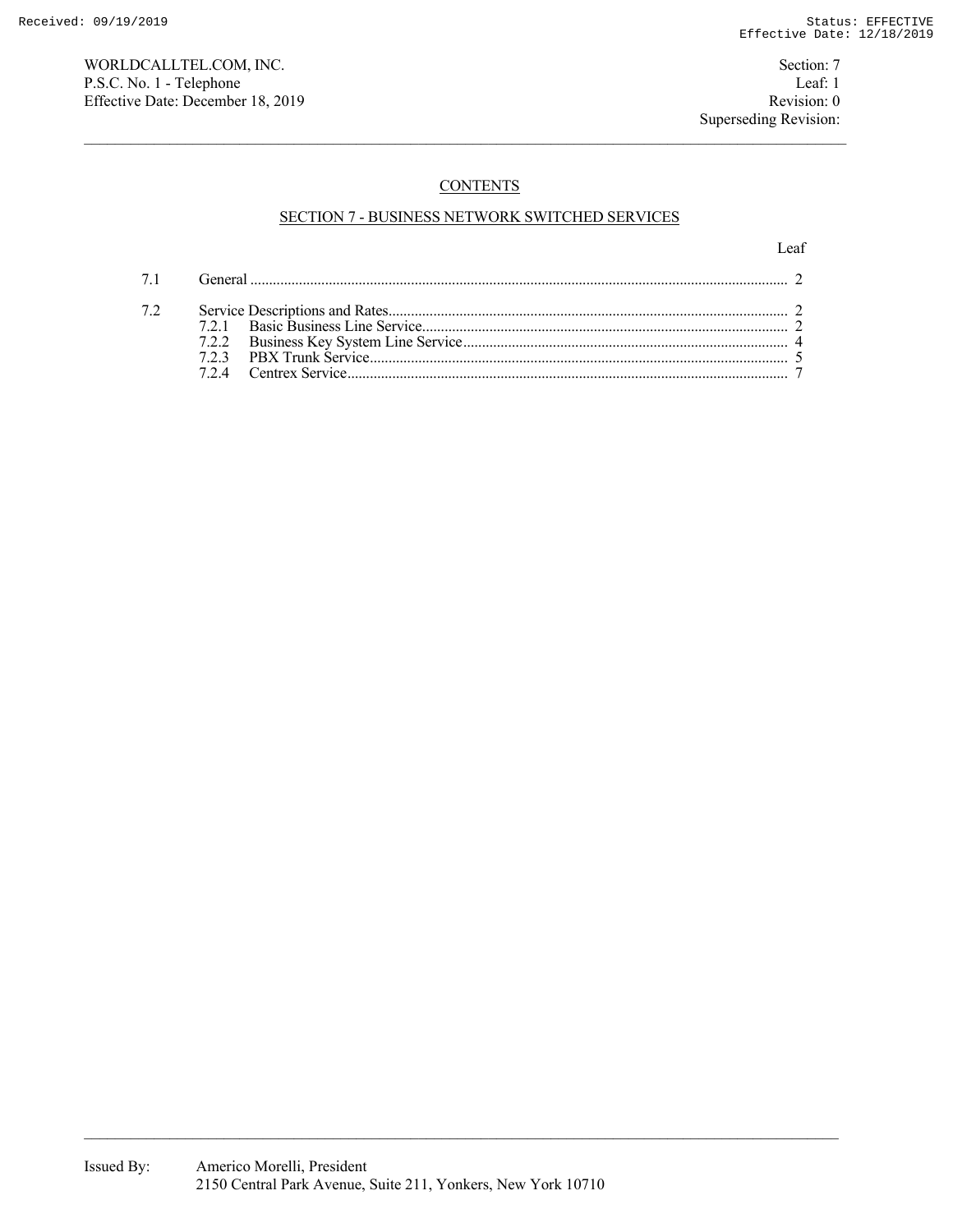## CONTENTS

## SECTION 7 - BUSINESS NETWORK SWITCHED SERVICES

| | | Leaf |
|---|---|---|
| 7.1 | General | 2 |
| 7.2 | Service Descriptions and Rates | 2 |
| | 7.2.1 Basic Business Line Service | 2 |
| | 7.2.2 Business Key System Line Service | 4 |
| | 7.2.3 PBX Trunk Service | 5 |
| | 7.2.4 Centrex Service | 7 |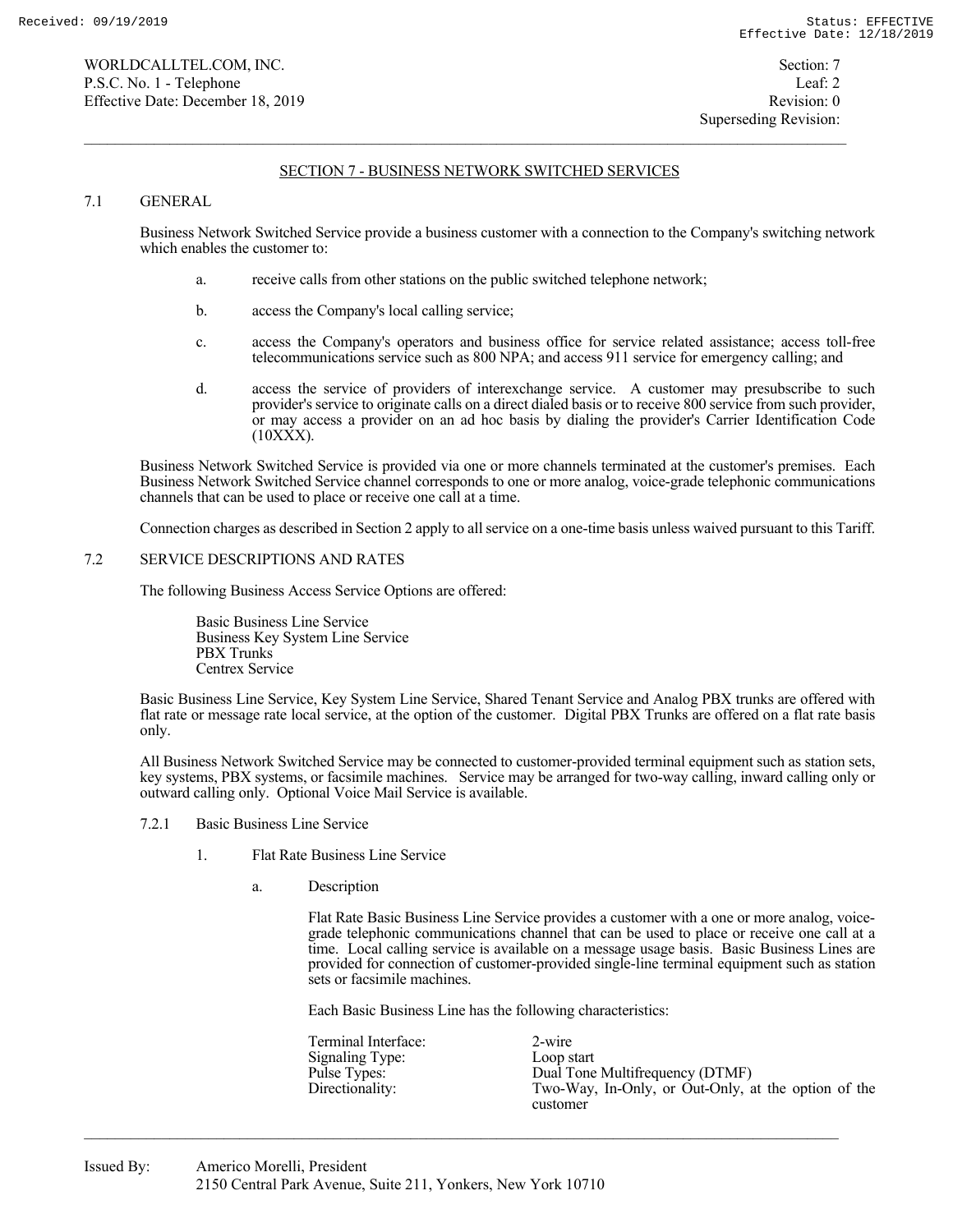## SECTION 7 - BUSINESS NETWORK SWITCHED SERVICES

### 7.1 GENERAL

Business Network Switched Service provide a business customer with a connection to the Company's switching network which enables the customer to:

a. receive calls from other stations on the public switched telephone network;

b. access the Company's local calling service;

c. access the Company's operators and business office for service related assistance; access toll-free telecommunications service such as 800 NPA; and access 911 service for emergency calling; and

d. access the service of providers of interexchange service. A customer may presubscribe to such provider's service to originate calls on a direct dialed basis or to receive 800 service from such provider, or may access a provider on an ad hoc basis by dialing the provider's Carrier Identification Code (10XXX).

Business Network Switched Service is provided via one or more channels terminated at the customer's premises. Each Business Network Switched Service channel corresponds to one or more analog, voice-grade telephonic communications channels that can be used to place or receive one call at a time.

Connection charges as described in Section 2 apply to all service on a one-time basis unless waived pursuant to this Tariff.

### 7.2 SERVICE DESCRIPTIONS AND RATES

The following Business Access Service Options are offered:

Basic Business Line Service
Business Key System Line Service
PBX Trunks
Centrex Service

Basic Business Line Service, Key System Line Service, Shared Tenant Service and Analog PBX trunks are offered with flat rate or message rate local service, at the option of the customer. Digital PBX Trunks are offered on a flat rate basis only.

All Business Network Switched Service may be connected to customer-provided terminal equipment such as station sets, key systems, PBX systems, or facsimile machines. Service may be arranged for two-way calling, inward calling only or outward calling only. Optional Voice Mail Service is available.

#### 7.2.1 Basic Business Line Service

1. Flat Rate Business Line Service

   a. Description

      Flat Rate Basic Business Line Service provides a customer with a one or more analog, voice-grade telephonic communications channel that can be used to place or receive one call at a time. Local calling service is available on a message usage basis. Basic Business Lines are provided for connection of customer-provided single-line terminal equipment such as station sets or facsimile machines.

      Each Basic Business Line has the following characteristics:

      | | |
      |---|---|
      | Terminal Interface: | 2-wire |
      | Signaling Type: | Loop start |
      | Pulse Types: | Dual Tone Multifrequency (DTMF) |
      | Directionality: | Two-Way, In-Only, or Out-Only, at the option of the customer |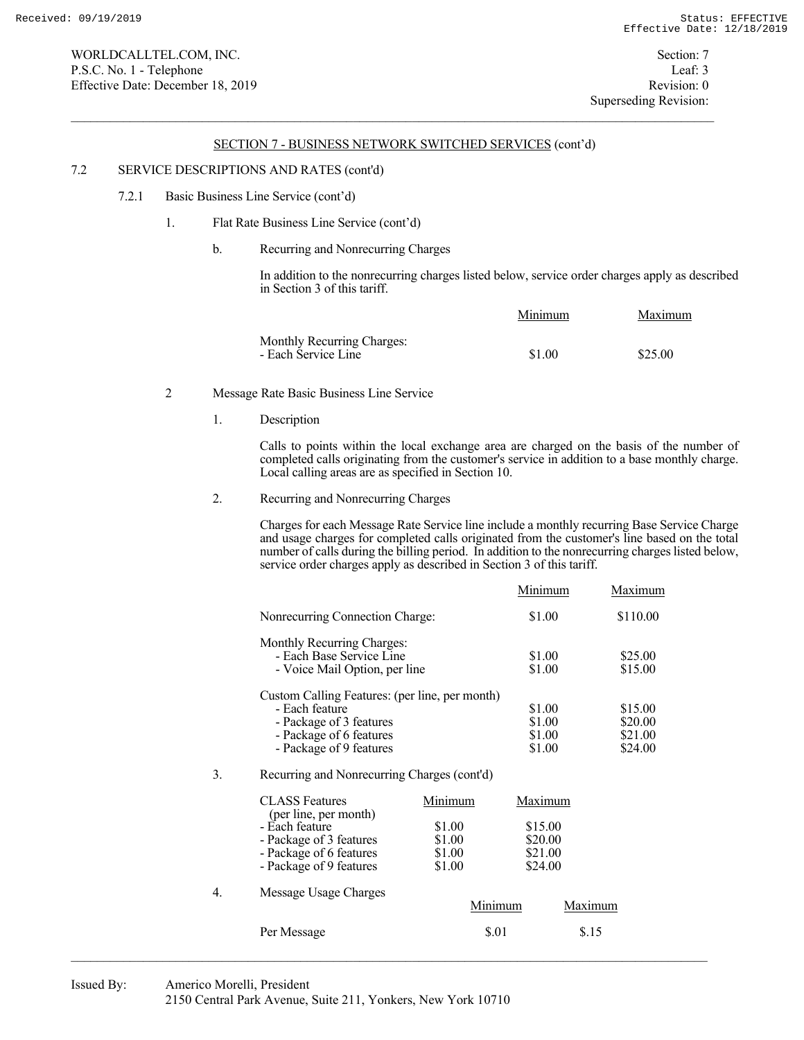WORLDCALLTEL.COM, INC.
P.S.C. No. 1 - Telephone
Effective Date: December 18, 2019

Section: 7
Leaf: 3
Revision: 0
Superseding Revision:

## SECTION 7 - BUSINESS NETWORK SWITCHED SERVICES (cont'd)

7.2 SERVICE DESCRIPTIONS AND RATES (cont'd)

7.2.1 Basic Business Line Service (cont'd)

1. Flat Rate Business Line Service (cont'd)

b. Recurring and Nonrecurring Charges

In addition to the nonrecurring charges listed below, service order charges apply as described in Section 3 of this tariff.

| | Minimum | Maximum |
|---|---|---|
| Monthly Recurring Charges: | | |
| - Each Service Line | $1.00 | $25.00 |

2 Message Rate Basic Business Line Service

1. Description

Calls to points within the local exchange area are charged on the basis of the number of completed calls originating from the customer's service in addition to a base monthly charge. Local calling areas are as specified in Section 10.

2. Recurring and Nonrecurring Charges

Charges for each Message Rate Service line include a monthly recurring Base Service Charge and usage charges for completed calls originated from the customer's line based on the total number of calls during the billing period. In addition to the nonrecurring charges listed below, service order charges apply as described in Section 3 of this tariff.

| | Minimum | Maximum |
|---|---|---|
| Nonrecurring Connection Charge: | $1.00 | $110.00 |
| Monthly Recurring Charges: | | |
| - Each Base Service Line | $1.00 | $25.00 |
| - Voice Mail Option, per line | $1.00 | $15.00 |
| Custom Calling Features: (per line, per month) | | |
| - Each feature | $1.00 | $15.00 |
| - Package of 3 features | $1.00 | $20.00 |
| - Package of 6 features | $1.00 | $21.00 |
| - Package of 9 features | $1.00 | $24.00 |

3. Recurring and Nonrecurring Charges (cont'd)

| CLASS Features (per line, per month) | Minimum | Maximum |
|---|---|---|
| - Each feature | $1.00 | $15.00 |
| - Package of 3 features | $1.00 | $20.00 |
| - Package of 6 features | $1.00 | $21.00 |
| - Package of 9 features | $1.00 | $24.00 |

4. Message Usage Charges

| | Minimum | Maximum |
|---|---|---|
| Per Message | $.01 | $.15 |

Issued By: Americo Morelli, President
2150 Central Park Avenue, Suite 211, Yonkers, New York 10710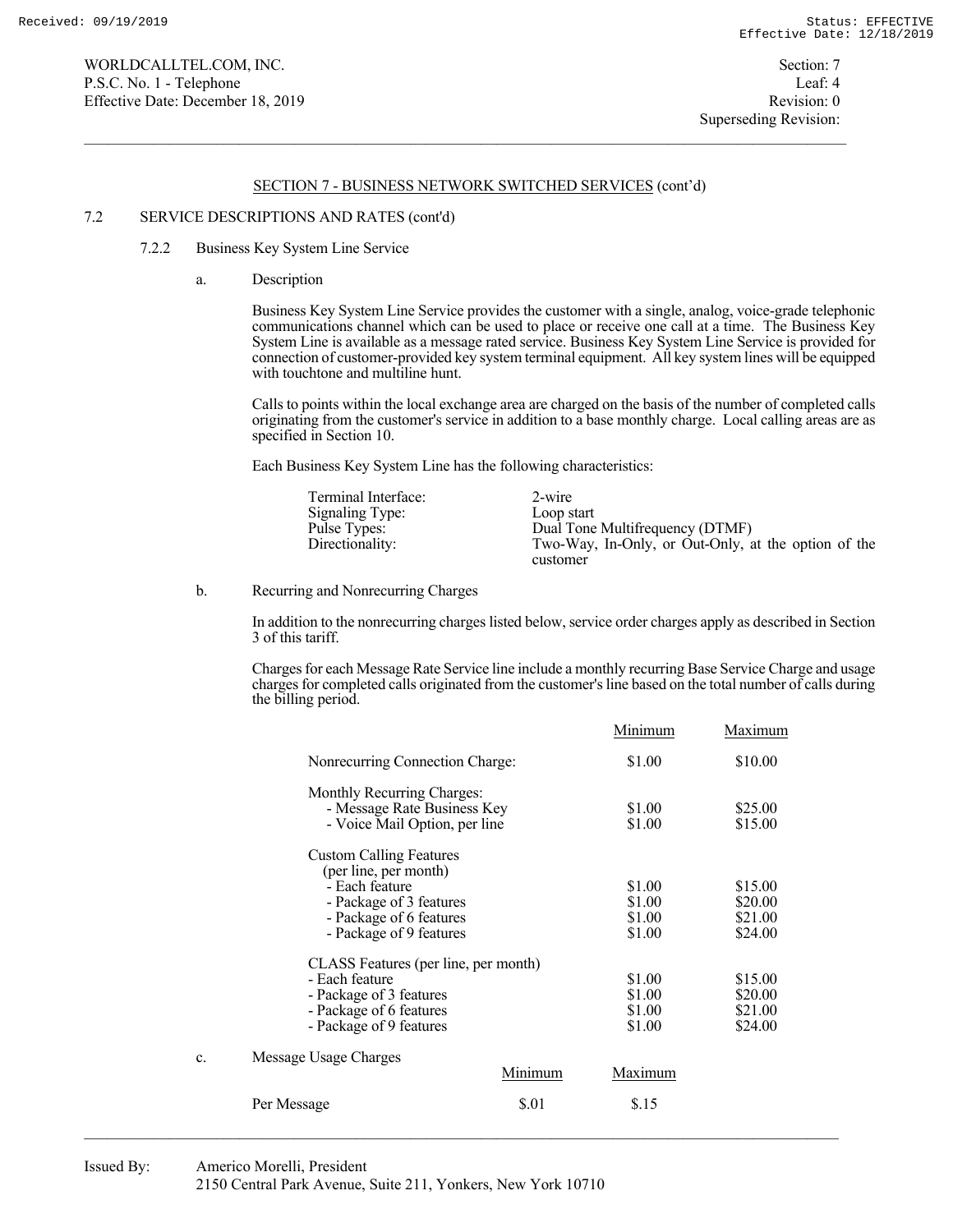WORLDCALLTEL.COM, INC.
P.S.C. No. 1 - Telephone
Effective Date: December 18, 2019

Section: 7
Leaf: 4
Revision: 0
Superseding Revision:

## SECTION 7 - BUSINESS NETWORK SWITCHED SERVICES (cont'd)

### 7.2 SERVICE DESCRIPTIONS AND RATES (cont'd)

#### 7.2.2 Business Key System Line Service

a. Description

Business Key System Line Service provides the customer with a single, analog, voice-grade telephonic communications channel which can be used to place or receive one call at a time. The Business Key System Line is available as a message rated service. Business Key System Line Service is provided for connection of customer-provided key system terminal equipment. All key system lines will be equipped with touchtone and multiline hunt.

Calls to points within the local exchange area are charged on the basis of the number of completed calls originating from the customer's service in addition to a base monthly charge. Local calling areas are as specified in Section 10.

Each Business Key System Line has the following characteristics:

| | |
|---|---|
| Terminal Interface: | 2-wire |
| Signaling Type: | Loop start |
| Pulse Types: | Dual Tone Multifrequency (DTMF) |
| Directionality: | Two-Way, In-Only, or Out-Only, at the option of the customer |

b. Recurring and Nonrecurring Charges

In addition to the nonrecurring charges listed below, service order charges apply as described in Section 3 of this tariff.

Charges for each Message Rate Service line include a monthly recurring Base Service Charge and usage charges for completed calls originated from the customer's line based on the total number of calls during the billing period.

| | Minimum | Maximum |
|---|---|---|
| Nonrecurring Connection Charge: | $1.00 | $10.00 |
| Monthly Recurring Charges: | | |
| - Message Rate Business Key | $1.00 | $25.00 |
| - Voice Mail Option, per line | $1.00 | $15.00 |
| Custom Calling Features (per line, per month) | | |
| - Each feature | $1.00 | $15.00 |
| - Package of 3 features | $1.00 | $20.00 |
| - Package of 6 features | $1.00 | $21.00 |
| - Package of 9 features | $1.00 | $24.00 |
| CLASS Features (per line, per month) | | |
| - Each feature | $1.00 | $15.00 |
| - Package of 3 features | $1.00 | $20.00 |
| - Package of 6 features | $1.00 | $21.00 |
| - Package of 9 features | $1.00 | $24.00 |

c. Message Usage Charges

| | Minimum | Maximum |
|---|---|---|
| Per Message | $.01 | $.15 |

Issued By: Americo Morelli, President
2150 Central Park Avenue, Suite 211, Yonkers, New York 10710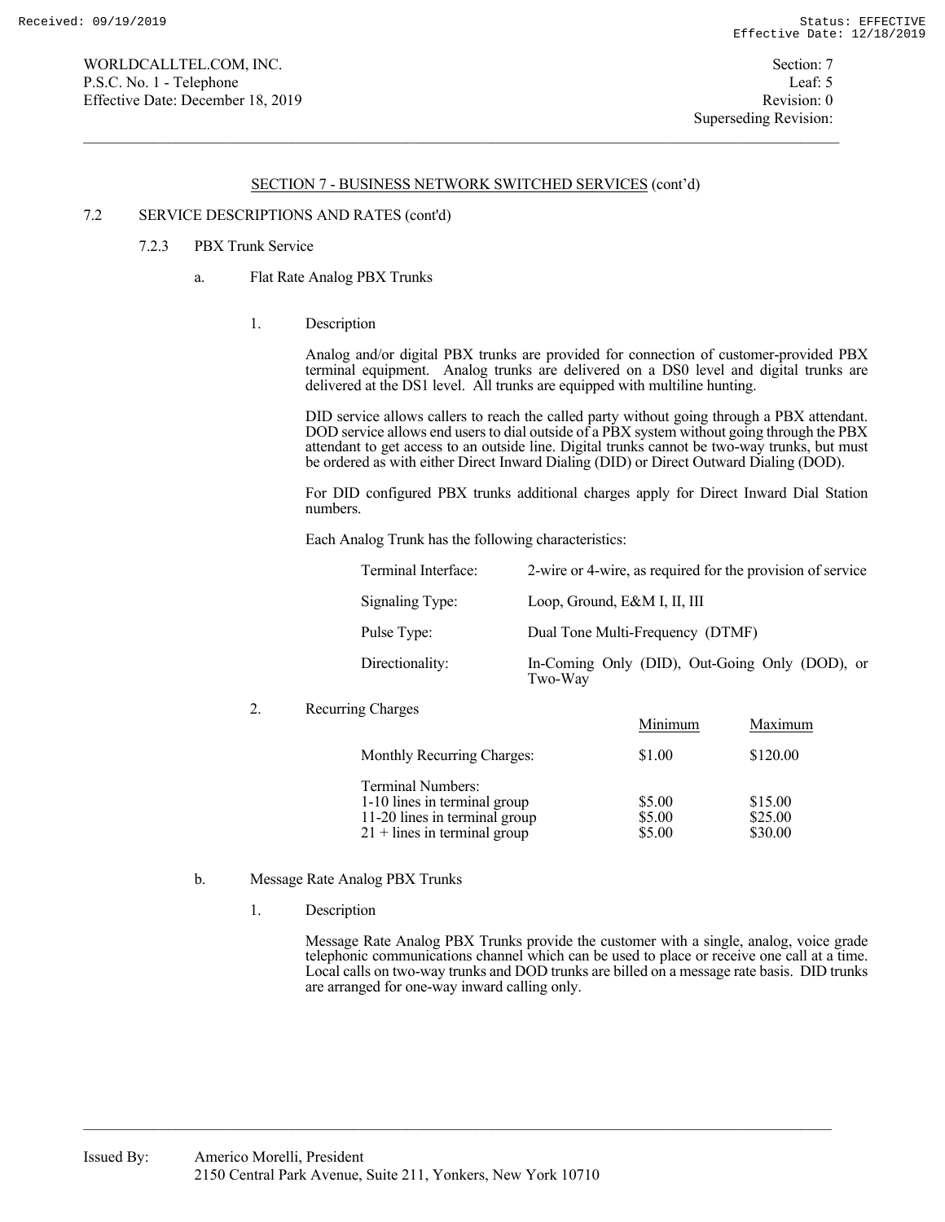## SECTION 7 - BUSINESS NETWORK SWITCHED SERVICES (cont'd)

7.2 SERVICE DESCRIPTIONS AND RATES (cont'd)

7.2.3 PBX Trunk Service

a. Flat Rate Analog PBX Trunks

1. Description

Analog and/or digital PBX trunks are provided for connection of customer-provided PBX terminal equipment. Analog trunks are delivered on a DS0 level and digital trunks are delivered at the DS1 level. All trunks are equipped with multiline hunting.

DID service allows callers to reach the called party without going through a PBX attendant. DOD service allows end users to dial outside of a PBX system without going through the PBX attendant to get access to an outside line. Digital trunks cannot be two-way trunks, but must be ordered as with either Direct Inward Dialing (DID) or Direct Outward Dialing (DOD).

For DID configured PBX trunks additional charges apply for Direct Inward Dial Station numbers.

Each Analog Trunk has the following characteristics:

| | |
|---|---|
| Terminal Interface: | 2-wire or 4-wire, as required for the provision of service |
| Signaling Type: | Loop, Ground, E&M I, II, III |
| Pulse Type: | Dual Tone Multi-Frequency (DTMF) |
| Directionality: | In-Coming Only (DID), Out-Going Only (DOD), or Two-Way |

2. Recurring Charges

| | Minimum | Maximum |
|---|---|---|
| Monthly Recurring Charges: | $1.00 | $120.00 |
| Terminal Numbers: | | |
| 1-10 lines in terminal group | $5.00 | $15.00 |
| 11-20 lines in terminal group | $5.00 | $25.00 |
| 21 + lines in terminal group | $5.00 | $30.00 |

b. Message Rate Analog PBX Trunks

1. Description

Message Rate Analog PBX Trunks provide the customer with a single, analog, voice grade telephonic communications channel which can be used to place or receive one call at a time. Local calls on two-way trunks and DOD trunks are billed on a message rate basis. DID trunks are arranged for one-way inward calling only.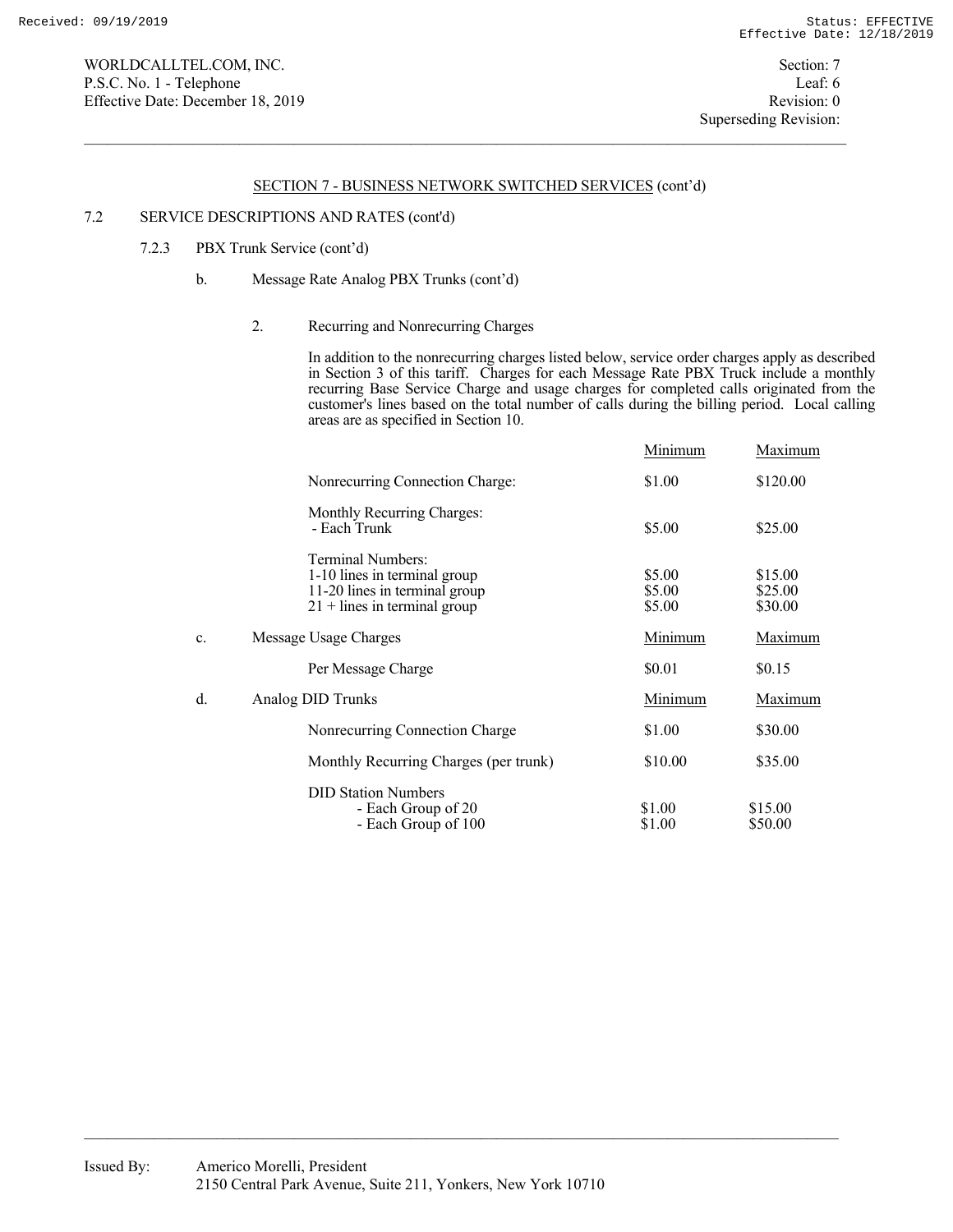## SECTION 7 - BUSINESS NETWORK SWITCHED SERVICES (cont'd)

### 7.2 SERVICE DESCRIPTIONS AND RATES (cont'd)

#### 7.2.3 PBX Trunk Service (cont'd)

b. Message Rate Analog PBX Trunks (cont'd)

2. Recurring and Nonrecurring Charges

In addition to the nonrecurring charges listed below, service order charges apply as described in Section 3 of this tariff. Charges for each Message Rate PBX Truck include a monthly recurring Base Service Charge and usage charges for completed calls originated from the customer's lines based on the total number of calls during the billing period. Local calling areas are as specified in Section 10.

| | Minimum | Maximum |
|---|---|---|
| Nonrecurring Connection Charge: | $1.00 | $120.00 |
| Monthly Recurring Charges: | | |
| - Each Trunk | $5.00 | $25.00 |
| Terminal Numbers: | | |
| 1-10 lines in terminal group | $5.00 | $15.00 |
| 11-20 lines in terminal group | $5.00 | $25.00 |
| 21 + lines in terminal group | $5.00 | $30.00 |

c. Message Usage Charges

| | Minimum | Maximum |
|---|---|---|
| Per Message Charge | $0.01 | $0.15 |

d. Analog DID Trunks

| | Minimum | Maximum |
|---|---|---|
| Nonrecurring Connection Charge | $1.00 | $30.00 |
| Monthly Recurring Charges (per trunk) | $10.00 | $35.00 |
| DID Station Numbers | | |
| - Each Group of 20 | $1.00 | $15.00 |
| - Each Group of 100 | $1.00 | $50.00 |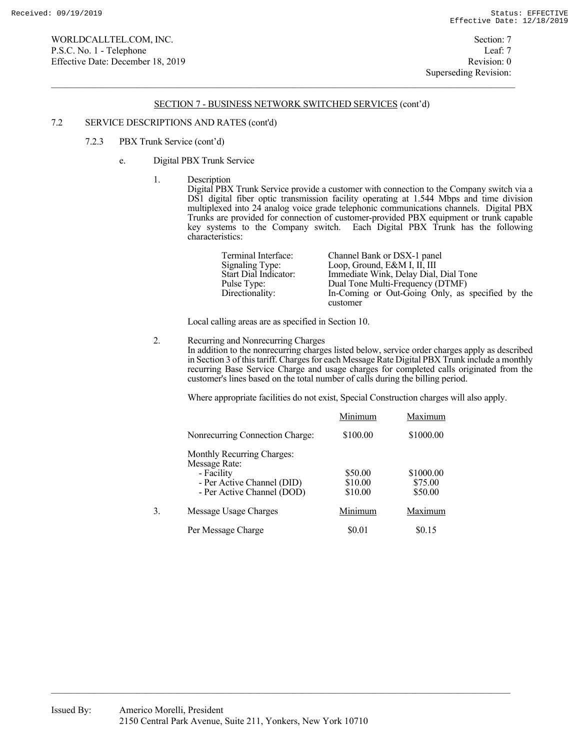## SECTION 7 - BUSINESS NETWORK SWITCHED SERVICES (cont'd)

7.2 SERVICE DESCRIPTIONS AND RATES (cont'd)

7.2.3 PBX Trunk Service (cont'd)

e. Digital PBX Trunk Service

1. Description
Digital PBX Trunk Service provide a customer with connection to the Company switch via a DS1 digital fiber optic transmission facility operating at 1.544 Mbps and time division multiplexed into 24 analog voice grade telephonic communications channels. Digital PBX Trunks are provided for connection of customer-provided PBX equipment or trunk capable key systems to the Company switch. Each Digital PBX Trunk has the following characteristics:

| | |
|---|---|
| Terminal Interface: | Channel Bank or DSX-1 panel |
| Signaling Type: | Loop, Ground, E&M I, II, III |
| Start Dial Indicator: | Immediate Wink, Delay Dial, Dial Tone |
| Pulse Type: | Dual Tone Multi-Frequency (DTMF) |
| Directionality: | In-Coming or Out-Going Only, as specified by the customer |

Local calling areas are as specified in Section 10.

2. Recurring and Nonrecurring Charges
In addition to the nonrecurring charges listed below, service order charges apply as described in Section 3 of this tariff. Charges for each Message Rate Digital PBX Trunk include a monthly recurring Base Service Charge and usage charges for completed calls originated from the customer's lines based on the total number of calls during the billing period.

Where appropriate facilities do not exist, Special Construction charges will also apply.

| | Minimum | Maximum |
|---|---|---|
| Nonrecurring Connection Charge: | $100.00 | $1000.00 |
| Monthly Recurring Charges: | | |
| Message Rate: | | |
| - Facility | $50.00 | $1000.00 |
| - Per Active Channel (DID) | $10.00 | $75.00 |
| - Per Active Channel (DOD) | $10.00 | $50.00 |

3. Message Usage Charges

| | Minimum | Maximum |
|---|---|---|
| Per Message Charge | $0.01 | $0.15 |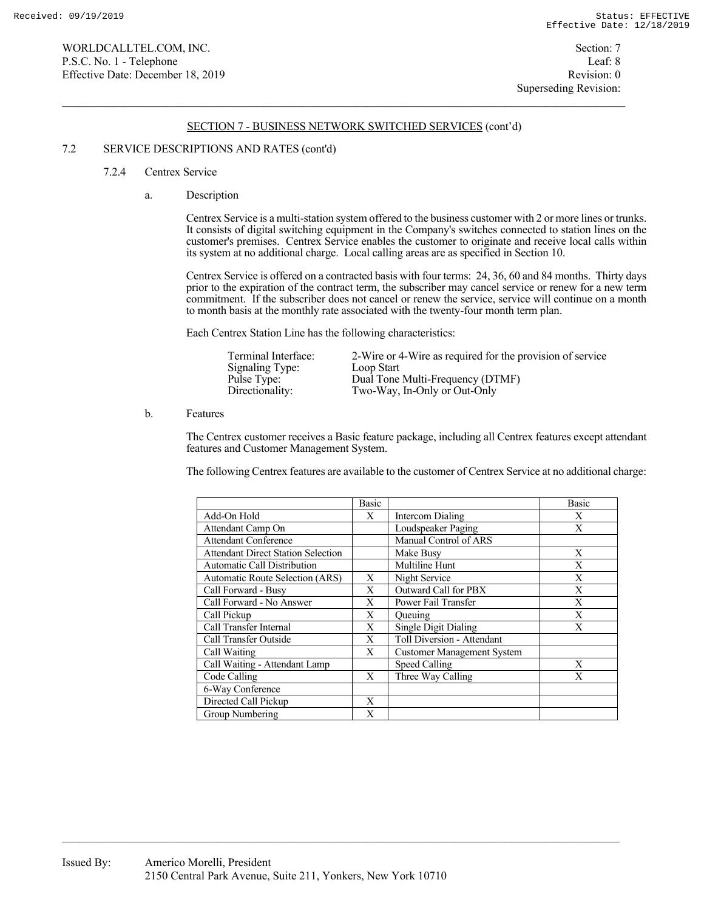## SECTION 7 - BUSINESS NETWORK SWITCHED SERVICES (cont'd)

7.2 SERVICE DESCRIPTIONS AND RATES (cont'd)

7.2.4 Centrex Service

a. Description

Centrex Service is a multi-station system offered to the business customer with 2 or more lines or trunks. It consists of digital switching equipment in the Company's switches connected to station lines on the customer's premises. Centrex Service enables the customer to originate and receive local calls within its system at no additional charge. Local calling areas are as specified in Section 10.

Centrex Service is offered on a contracted basis with four terms: 24, 36, 60 and 84 months. Thirty days prior to the expiration of the contract term, the subscriber may cancel service or renew for a new term commitment. If the subscriber does not cancel or renew the service, service will continue on a month to month basis at the monthly rate associated with the twenty-four month term plan.

Each Centrex Station Line has the following characteristics:

| | |
|---|---|
| Terminal Interface: | 2-Wire or 4-Wire as required for the provision of service |
| Signaling Type: | Loop Start |
| Pulse Type: | Dual Tone Multi-Frequency (DTMF) |
| Directionality: | Two-Way, In-Only or Out-Only |

b. Features

The Centrex customer receives a Basic feature package, including all Centrex features except attendant features and Customer Management System.

The following Centrex features are available to the customer of Centrex Service at no additional charge:

| | Basic | | Basic |
|---|---|---|---|
| Add-On Hold | X | Intercom Dialing | X |
| Attendant Camp On | | Loudspeaker Paging | X |
| Attendant Conference | | Manual Control of ARS | |
| Attendant Direct Station Selection | | Make Busy | X |
| Automatic Call Distribution | | Multiline Hunt | X |
| Automatic Route Selection (ARS) | X | Night Service | X |
| Call Forward - Busy | X | Outward Call for PBX | X |
| Call Forward - No Answer | X | Power Fail Transfer | X |
| Call Pickup | X | Queuing | X |
| Call Transfer Internal | X | Single Digit Dialing | X |
| Call Transfer Outside | X | Toll Diversion - Attendant | |
| Call Waiting | X | Customer Management System | |
| Call Waiting - Attendant Lamp | | Speed Calling | X |
| Code Calling | X | Three Way Calling | X |
| 6-Way Conference | | | |
| Directed Call Pickup | X | | |
| Group Numbering | X | | |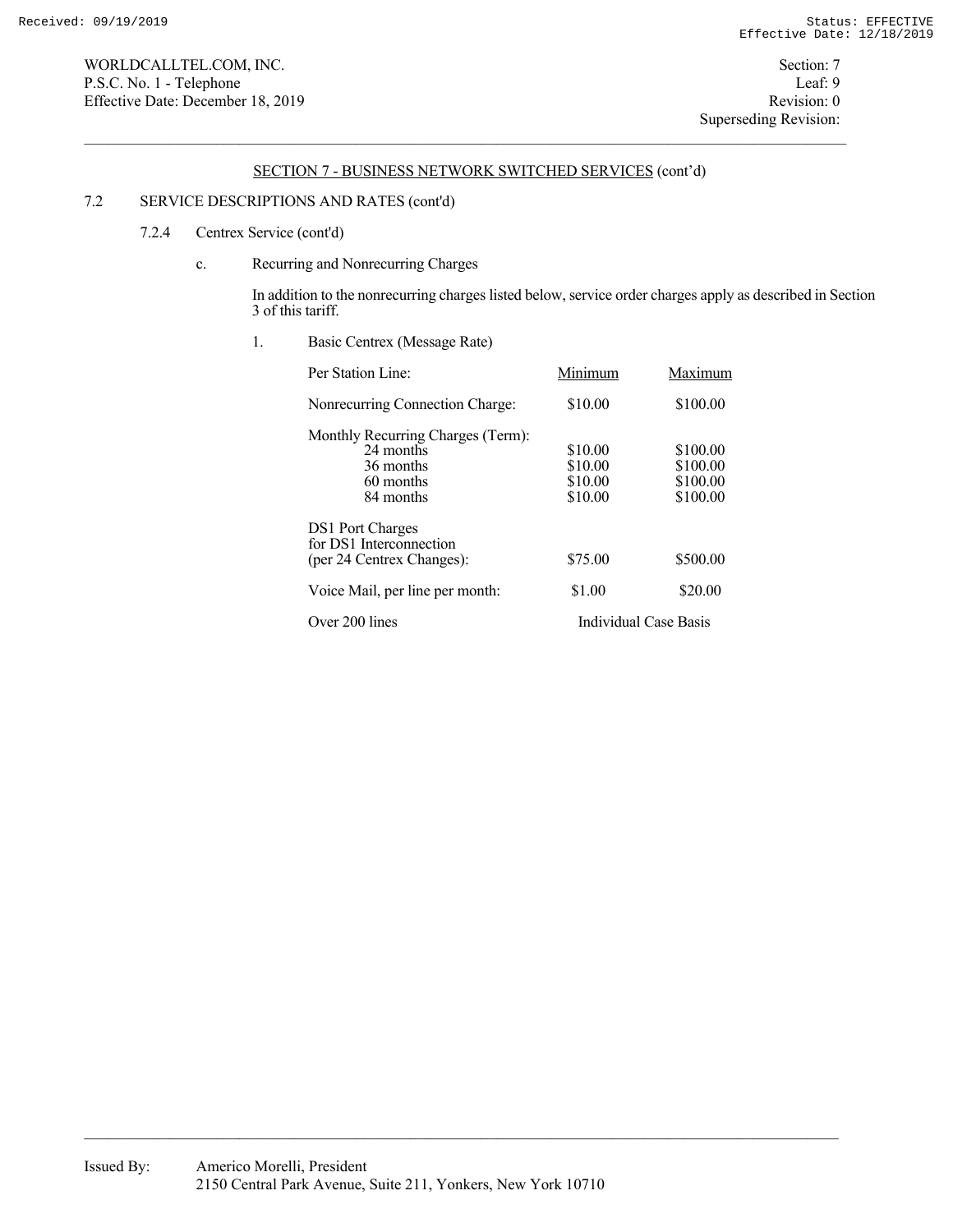WORLDCALLTEL.COM, INC.
P.S.C. No. 1 - Telephone
Effective Date: December 18, 2019

Section: 7
Leaf: 9
Revision: 0
Superseding Revision:

## SECTION 7 - BUSINESS NETWORK SWITCHED SERVICES (cont'd)

7.2 SERVICE DESCRIPTIONS AND RATES (cont'd)

7.2.4 Centrex Service (cont'd)

c. Recurring and Nonrecurring Charges

In addition to the nonrecurring charges listed below, service order charges apply as described in Section 3 of this tariff.

1. Basic Centrex (Message Rate)

| Per Station Line: | Minimum | Maximum |
|---|---|---|
| Nonrecurring Connection Charge: | $10.00 | $100.00 |
| Monthly Recurring Charges (Term): | | |
| 24 months | $10.00 | $100.00 |
| 36 months | $10.00 | $100.00 |
| 60 months | $10.00 | $100.00 |
| 84 months | $10.00 | $100.00 |
| DS1 Port Charges for DS1 Interconnection (per 24 Centrex Changes): | $75.00 | $500.00 |
| Voice Mail, per line per month: | $1.00 | $20.00 |
| Over 200 lines | Individual Case Basis | |

Issued By: Americo Morelli, President
2150 Central Park Avenue, Suite 211, Yonkers, New York 10710